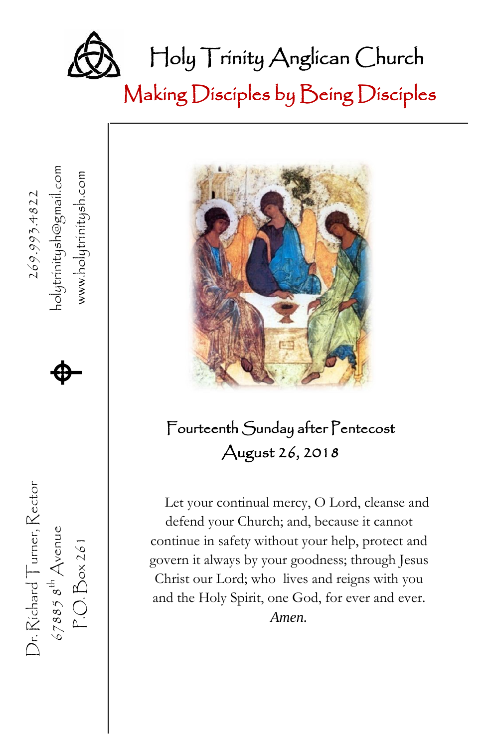# Holy Trinity Anglican Church

## Making Disciples by Being Disciples

269.993.4822
holytrinitysh@gmail.com
www.holytrinitysh.com

Dr. Richard Turner, Rector
67885 8th Avenue
P.O. Box 261

### Fourteenth Sunday after Pentecost
### August 26, 2018

Let your continual mercy, O Lord, cleanse and defend your Church; and, because it cannot continue in safety without your help, protect and govern it always by your goodness; through Jesus Christ our Lord; who lives and reigns with you and the Holy Spirit, one God, for ever and ever. *Amen.*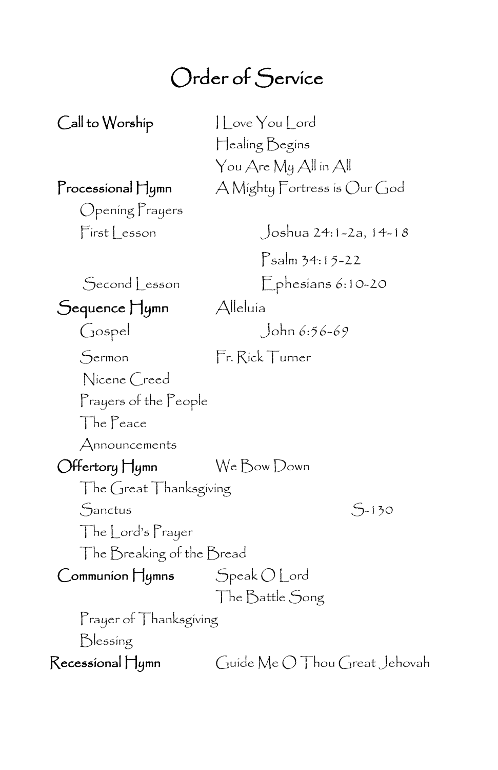# Order of Service

**Call to Worship** — I Love You Lord
Healing Begins
You Are My All in All

**Processional Hymn** — A Mighty Fortress is Our God

Opening Prayers

First Lesson — Joshua 24:1-2a, 14-18

Psalm 34:15-22

Second Lesson — Ephesians 6:10-20

**Sequence Hymn** — Alleluia

Gospel — John 6:56-69

Sermon — Fr. Rick Turner

Nicene Creed

Prayers of the People

The Peace

Announcements

**Offertory Hymn** — We Bow Down

The Great Thanksgiving

Sanctus — S-130

The Lord's Prayer

The Breaking of the Bread

**Communion Hymns** — Speak O Lord
The Battle Song

Prayer of Thanksgiving

Blessing

**Recessional Hymn** — Guide Me O Thou Great Jehovah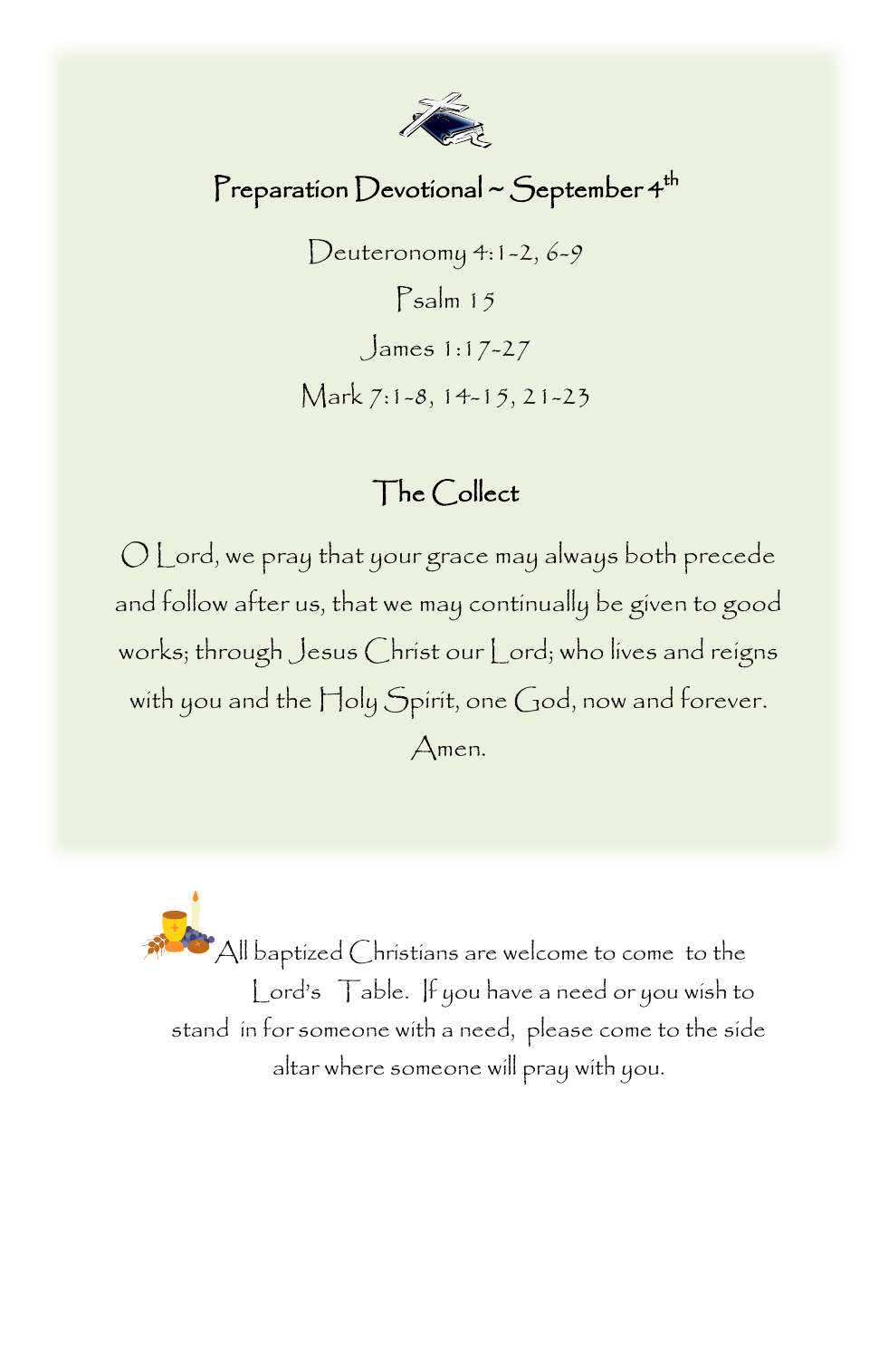## Preparation Devotional ~ September 4th

Deuteronomy 4:1-2, 6-9

Psalm 15

James 1:17-27

Mark 7:1-8, 14-15, 21-23

### The Collect

O Lord, we pray that your grace may always both precede and follow after us, that we may continually be given to good works; through Jesus Christ our Lord; who lives and reigns with you and the Holy Spirit, one God, now and forever. Amen.

All baptized Christians are welcome to come to the Lord's Table. If you have a need or you wish to stand in for someone with a need, please come to the side altar where someone will pray with you.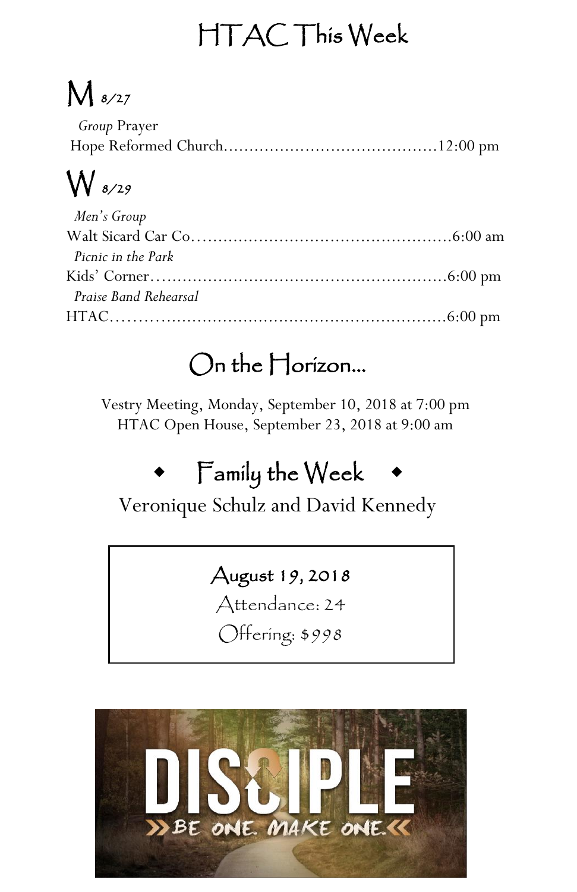# HTAC This Week

## M *8/27*

*Group* Prayer
Hope Reformed Church……………………………………12:00 pm

## W *8/29*

*Men's Group*
Walt Sicard Car Co……………………………………………6:00 am
*Picnic in the Park*
Kids' Corner…………………………………………………6:00 pm
*Praise Band Rehearsal*
HTAC…………………………………………………………6:00 pm

## On the Horizon…

Vestry Meeting, Monday, September 10, 2018 at 7:00 pm
HTAC Open House, September 23, 2018 at 9:00 am

## ◆ Family the Week ◆

Veronique Schulz and David Kennedy

August 19, 2018
Attendance: 24
Offering: $998

DISCIPLE
» BE ONE. MAKE ONE. «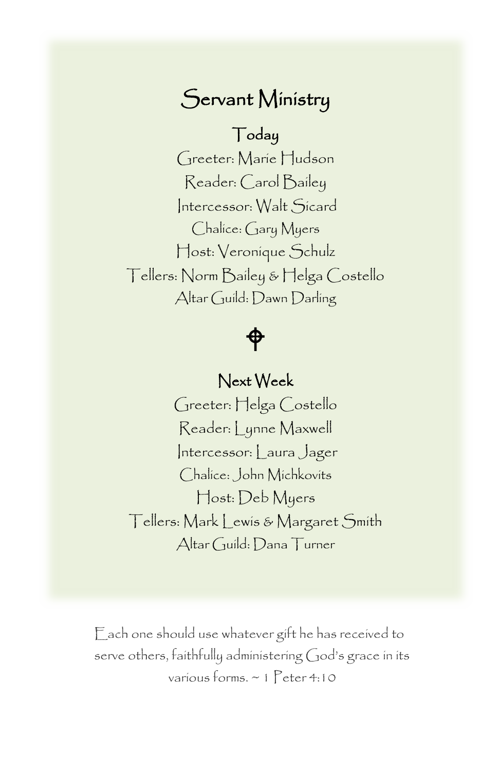# Servant Ministry

## Today

Greeter: Marie Hudson

Reader: Carol Bailey

Intercessor: Walt Sicard

Chalice: Gary Myers

Host: Veronique Schulz

Tellers: Norm Bailey & Helga Costello

Altar Guild: Dawn Darling

## Next Week

Greeter: Helga Costello

Reader: Lynne Maxwell

Intercessor: Laura Jager

Chalice: John Michkovits

Host: Deb Myers

Tellers: Mark Lewis & Margaret Smith

Altar Guild: Dana Turner

Each one should use whatever gift he has received to serve others, faithfully administering God's grace in its various forms. ~ 1 Peter 4:10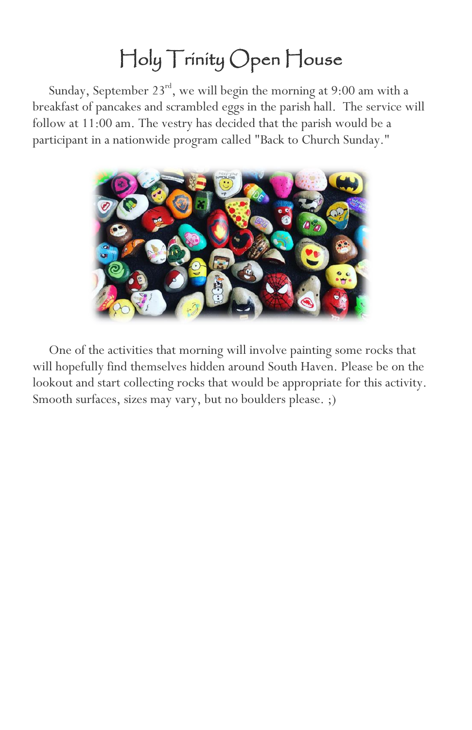# Holy Trinity Open House

Sunday, September 23rd, we will begin the morning at 9:00 am with a breakfast of pancakes and scrambled eggs in the parish hall.  The service will follow at 11:00 am. The vestry has decided that the parish would be a participant in a nationwide program called "Back to Church Sunday."

One of the activities that morning will involve painting some rocks that will hopefully find themselves hidden around South Haven. Please be on the lookout and start collecting rocks that would be appropriate for this activity. Smooth surfaces, sizes may vary, but no boulders please. ;)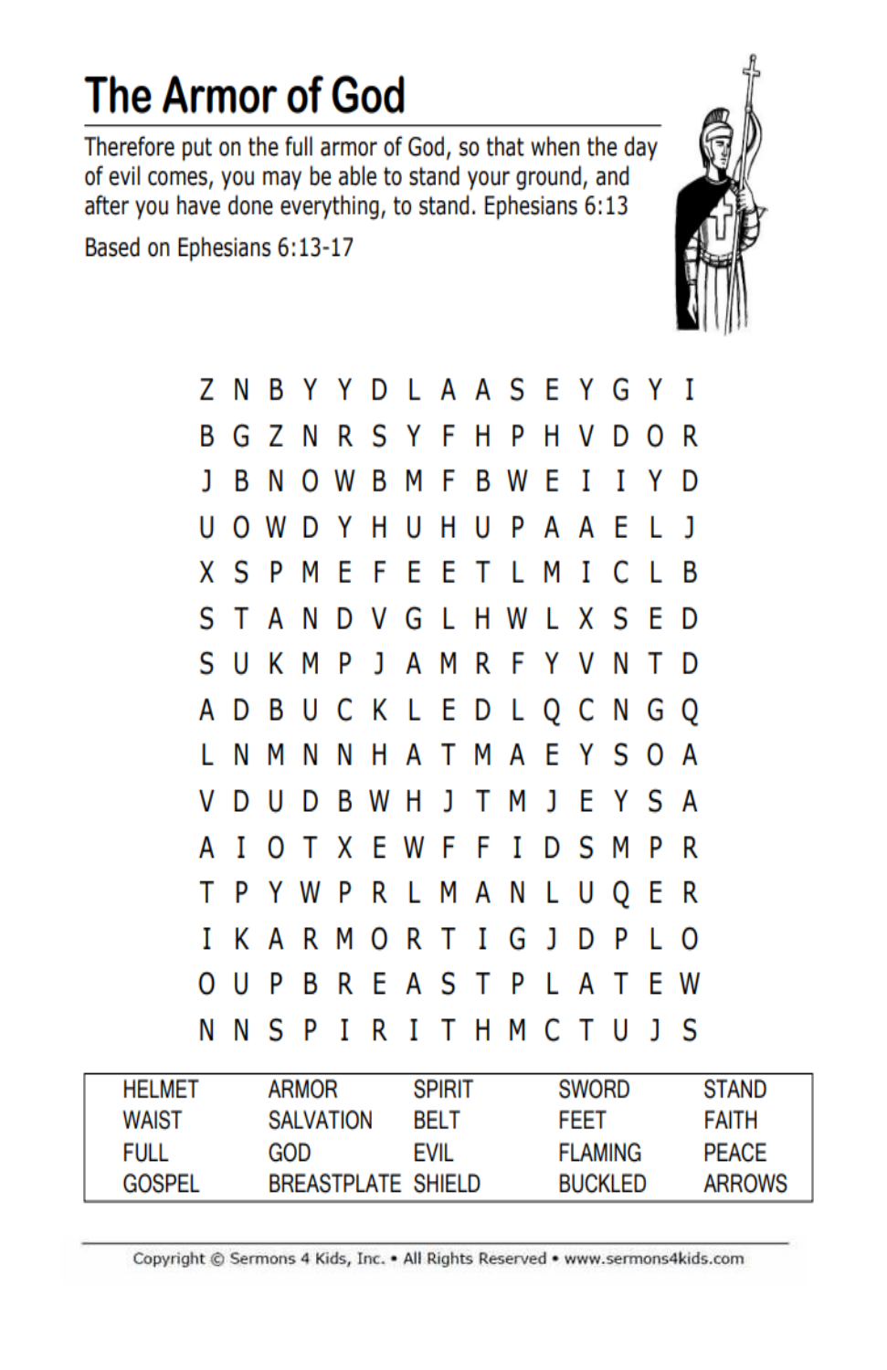# The Armor of God

Therefore put on the full armor of God, so that when the day of evil comes, you may be able to stand your ground, and after you have done everything, to stand. Ephesians 6:13

Based on Ephesians 6:13-17

| | | | | | | | | | | | | | | |
|---|---|---|---|---|---|---|---|---|---|---|---|---|---|---|
| Z | N | B | Y | Y | D | L | A | A | S | E | Y | G | Y | I |
| B | G | Z | N | R | S | Y | F | H | P | H | V | D | O | R |
| J | B | N | O | W | B | M | F | B | W | E | I | I | Y | D |
| U | O | W | D | Y | H | U | H | U | P | A | A | E | L | J |
| X | S | P | M | E | F | E | E | T | L | M | I | C | L | B |
| S | T | A | N | D | V | G | L | H | W | L | X | S | E | D |
| S | U | K | M | P | J | A | M | R | F | Y | V | N | T | D |
| A | D | B | U | C | K | L | E | D | L | Q | C | N | G | Q |
| L | N | M | N | N | H | A | T | M | A | E | Y | S | O | A |
| V | D | U | D | B | W | H | J | T | M | J | E | Y | S | A |
| A | I | O | T | X | E | W | F | F | I | D | S | M | P | R |
| T | P | Y | W | P | R | L | M | A | N | L | U | Q | E | R |
| I | K | A | R | M | O | R | T | I | G | J | D | P | L | O |
| O | U | P | B | R | E | A | S | T | P | L | A | T | E | W |
| N | N | S | P | I | R | I | T | H | M | C | T | U | J | S |

| | | | | |
|---|---|---|---|---|
| HELMET | ARMOR | SPIRIT | SWORD | STAND |
| WAIST | SALVATION | BELT | FEET | FAITH |
| FULL | GOD | EVIL | FLAMING | PEACE |
| GOSPEL | BREASTPLATE | SHIELD | BUCKLED | ARROWS |

Copyright © Sermons 4 Kids, Inc. • All Rights Reserved • www.sermons4kids.com